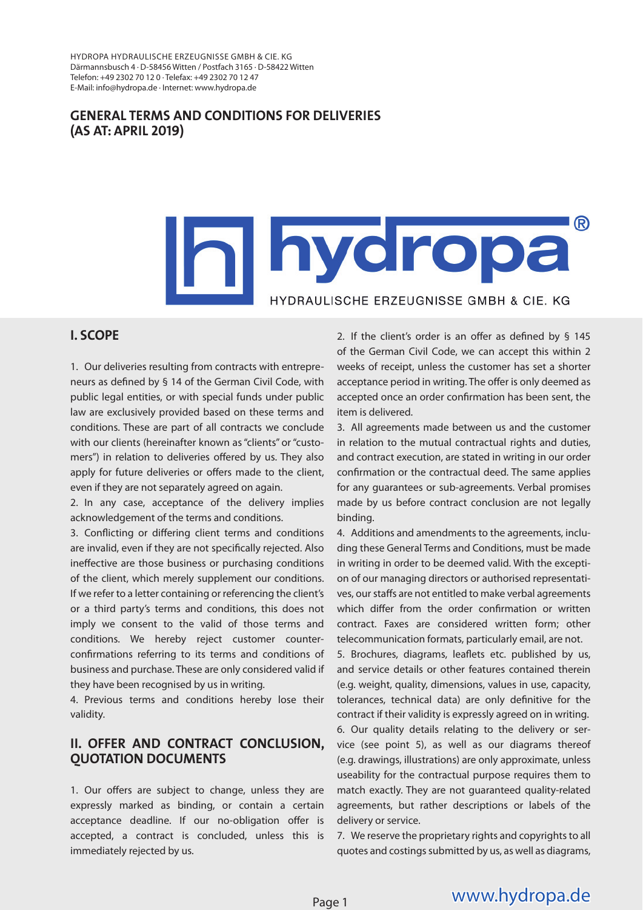HYDROPA HYDRAULISCHE ERZEUGNISSE GMBH & CIE. KG
Därmannsbusch 4 · D-58456 Witten / Postfach 3165 · D-58422 Witten
Telefon: +49 2302 70 12 0 · Telefax: +49 2302 70 12 47
E-Mail: info@hydropa.de · Internet: www.hydropa.de

# GENERAL TERMS AND CONDITIONS FOR DELIVERIES (AS AT: APRIL 2019)

hydropa®
HYDRAULISCHE ERZEUGNISSE GMBH & CIE. KG

## I. SCOPE

1. Our deliveries resulting from contracts with entrepreneurs as defined by § 14 of the German Civil Code, with public legal entities, or with special funds under public law are exclusively provided based on these terms and conditions. These are part of all contracts we conclude with our clients (hereinafter known as "clients" or "customers") in relation to deliveries offered by us. They also apply for future deliveries or offers made to the client, even if they are not separately agreed on again.
2. In any case, acceptance of the delivery implies acknowledgement of the terms and conditions.
3. Conflicting or differing client terms and conditions are invalid, even if they are not specifically rejected. Also ineffective are those business or purchasing conditions of the client, which merely supplement our conditions. If we refer to a letter containing or referencing the client's or a third party's terms and conditions, this does not imply we consent to the valid of those terms and conditions. We hereby reject customer counter-confirmations referring to its terms and conditions of business and purchase. These are only considered valid if they have been recognised by us in writing.
4. Previous terms and conditions hereby lose their validity.

## II. OFFER AND CONTRACT CONCLUSION, QUOTATION DOCUMENTS

1. Our offers are subject to change, unless they are expressly marked as binding, or contain a certain acceptance deadline. If our no-obligation offer is accepted, a contract is concluded, unless this is immediately rejected by us.
2. If the client's order is an offer as defined by § 145 of the German Civil Code, we can accept this within 2 weeks of receipt, unless the customer has set a shorter acceptance period in writing. The offer is only deemed as accepted once an order confirmation has been sent, the item is delivered.
3. All agreements made between us and the customer in relation to the mutual contractual rights and duties, and contract execution, are stated in writing in our order confirmation or the contractual deed. The same applies for any guarantees or sub-agreements. Verbal promises made by us before contract conclusion are not legally binding.
4. Additions and amendments to the agreements, including these General Terms and Conditions, must be made in writing in order to be deemed valid. With the exception of our managing directors or authorised representatives, our staffs are not entitled to make verbal agreements which differ from the order confirmation or written contract. Faxes are considered written form; other telecommunication formats, particularly email, are not.
5. Brochures, diagrams, leaflets etc. published by us, and service details or other features contained therein (e.g. weight, quality, dimensions, values in use, capacity, tolerances, technical data) are only definitive for the contract if their validity is expressly agreed on in writing.
6. Our quality details relating to the delivery or service (see point 5), as well as our diagrams thereof (e.g. drawings, illustrations) are only approximate, unless useability for the contractual purpose requires them to match exactly. They are not guaranteed quality-related agreements, but rather descriptions or labels of the delivery or service.
7. We reserve the proprietary rights and copyrights to all quotes and costings submitted by us, as well as diagrams,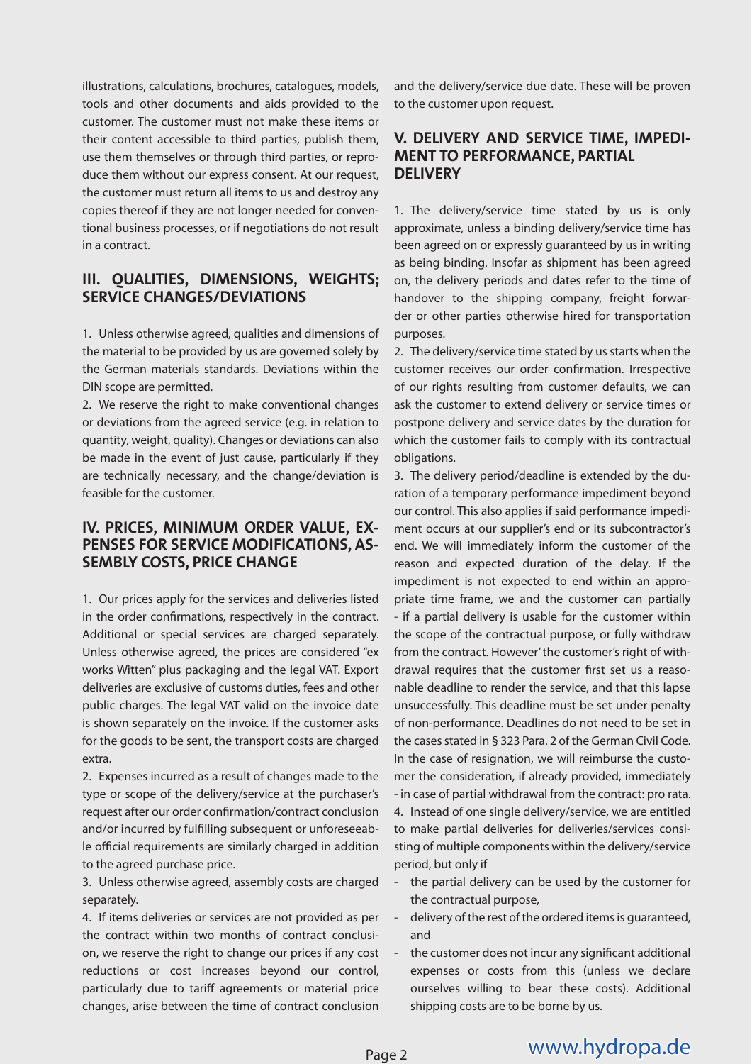illustrations, calculations, brochures, catalogues, models, tools and other documents and aids provided to the customer. The customer must not make these items or their content accessible to third parties, publish them, use them themselves or through third parties, or reproduce them without our express consent. At our request, the customer must return all items to us and destroy any copies thereof if they are not longer needed for conventional business processes, or if negotiations do not result in a contract.

## III. QUALITIES, DIMENSIONS, WEIGHTS; SERVICE CHANGES/DEVIATIONS

1. Unless otherwise agreed, qualities and dimensions of the material to be provided by us are governed solely by the German materials standards. Deviations within the DIN scope are permitted.
2. We reserve the right to make conventional changes or deviations from the agreed service (e.g. in relation to quantity, weight, quality). Changes or deviations can also be made in the event of just cause, particularly if they are technically necessary, and the change/deviation is feasible for the customer.

## IV. PRICES, MINIMUM ORDER VALUE, EXPENSES FOR SERVICE MODIFICATIONS, ASSEMBLY COSTS, PRICE CHANGE

1. Our prices apply for the services and deliveries listed in the order confirmations, respectively in the contract. Additional or special services are charged separately. Unless otherwise agreed, the prices are considered "ex works Witten" plus packaging and the legal VAT. Export deliveries are exclusive of customs duties, fees and other public charges. The legal VAT valid on the invoice date is shown separately on the invoice. If the customer asks for the goods to be sent, the transport costs are charged extra.
2. Expenses incurred as a result of changes made to the type or scope of the delivery/service at the purchaser's request after our order confirmation/contract conclusion and/or incurred by fulfilling subsequent or unforeseeable official requirements are similarly charged in addition to the agreed purchase price.
3. Unless otherwise agreed, assembly costs are charged separately.
4. If items deliveries or services are not provided as per the contract within two months of contract conclusion, we reserve the right to change our prices if any cost reductions or cost increases beyond our control, particularly due to tariff agreements or material price changes, arise between the time of contract conclusion and the delivery/service due date. These will be proven to the customer upon request.

## V. DELIVERY AND SERVICE TIME, IMPEDIMENT TO PERFORMANCE, PARTIAL DELIVERY

1. The delivery/service time stated by us is only approximate, unless a binding delivery/service time has been agreed on or expressly guaranteed by us in writing as being binding. Insofar as shipment has been agreed on, the delivery periods and dates refer to the time of handover to the shipping company, freight forwarder or other parties otherwise hired for transportation purposes.
2. The delivery/service time stated by us starts when the customer receives our order confirmation. Irrespective of our rights resulting from customer defaults, we can ask the customer to extend delivery or service times or postpone delivery and service dates by the duration for which the customer fails to comply with its contractual obligations.
3. The delivery period/deadline is extended by the duration of a temporary performance impediment beyond our control. This also applies if said performance impediment occurs at our supplier's end or its subcontractor's end. We will immediately inform the customer of the reason and expected duration of the delay. If the impediment is not expected to end within an appropriate time frame, we and the customer can partially - if a partial delivery is usable for the customer within the scope of the contractual purpose, or fully withdraw from the contract. However' the customer's right of withdrawal requires that the customer first set us a reasonable deadline to render the service, and that this lapse unsuccessfully. This deadline must be set under penalty of non-performance. Deadlines do not need to be set in the cases stated in § 323 Para. 2 of the German Civil Code. In the case of resignation, we will reimburse the customer the consideration, if already provided, immediately - in case of partial withdrawal from the contract: pro rata.
4. Instead of one single delivery/service, we are entitled to make partial deliveries for deliveries/services consisting of multiple components within the delivery/service period, but only if
   - the partial delivery can be used by the customer for the contractual purpose,
   - delivery of the rest of the ordered items is guaranteed, and
   - the customer does not incur any significant additional expenses or costs from this (unless we declare ourselves willing to bear these costs). Additional shipping costs are to be borne by us.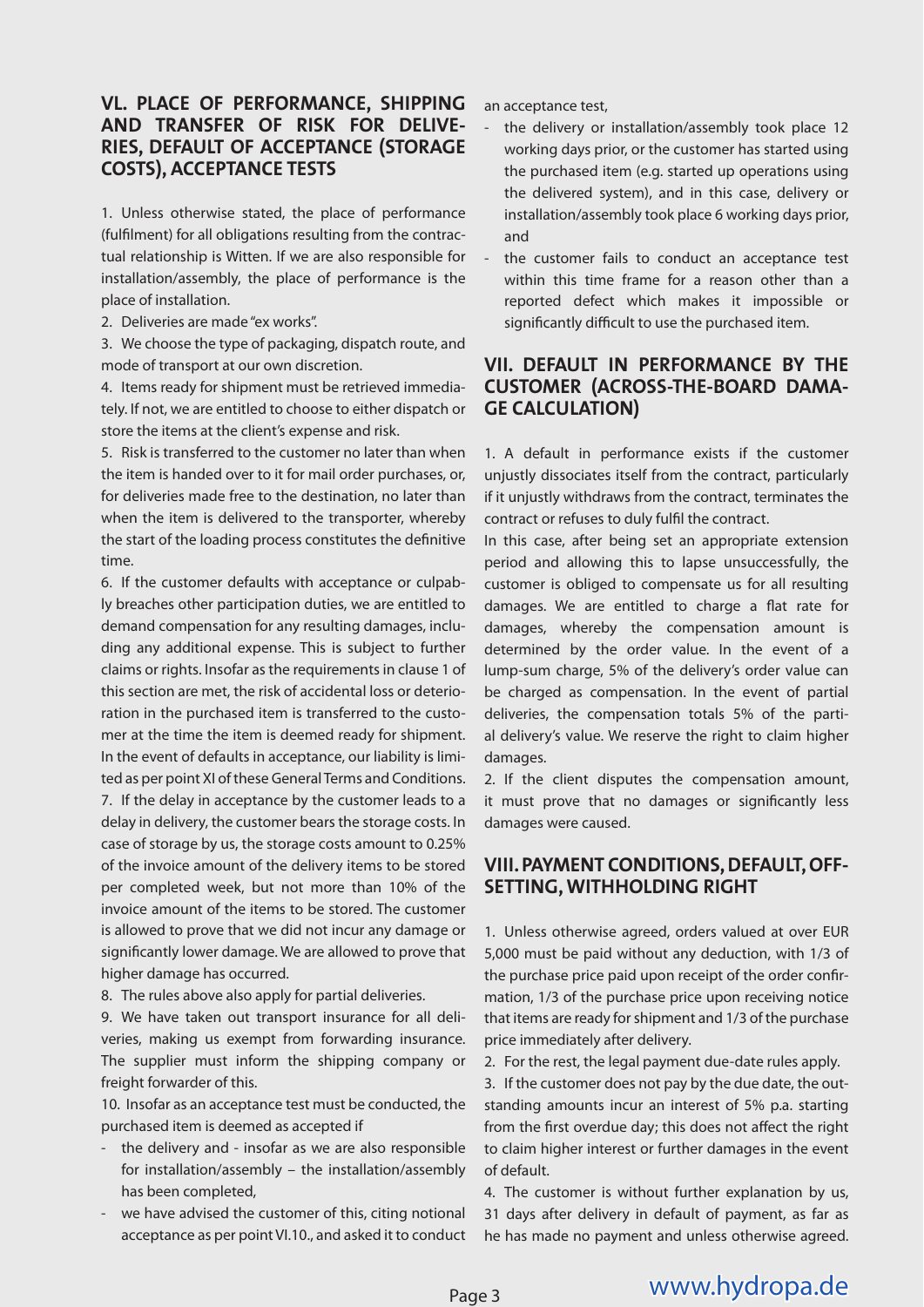## VI. PLACE OF PERFORMANCE, SHIPPING AND TRANSFER OF RISK FOR DELIVERIES, DEFAULT OF ACCEPTANCE (STORAGE COSTS), ACCEPTANCE TESTS

1. Unless otherwise stated, the place of performance (fulfilment) for all obligations resulting from the contractual relationship is Witten. If we are also responsible for installation/assembly, the place of performance is the place of installation.

2. Deliveries are made "ex works".

3. We choose the type of packaging, dispatch route, and mode of transport at our own discretion.

4. Items ready for shipment must be retrieved immediately. If not, we are entitled to choose to either dispatch or store the items at the client's expense and risk.

5. Risk is transferred to the customer no later than when the item is handed over to it for mail order purchases, or, for deliveries made free to the destination, no later than when the item is delivered to the transporter, whereby the start of the loading process constitutes the definitive time.

6. If the customer defaults with acceptance or culpably breaches other participation duties, we are entitled to demand compensation for any resulting damages, including any additional expense. This is subject to further claims or rights. Insofar as the requirements in clause 1 of this section are met, the risk of accidental loss or deterioration in the purchased item is transferred to the customer at the time the item is deemed ready for shipment. In the event of defaults in acceptance, our liability is limited as per point XI of these General Terms and Conditions.

7. If the delay in acceptance by the customer leads to a delay in delivery, the customer bears the storage costs. In case of storage by us, the storage costs amount to 0.25% of the invoice amount of the delivery items to be stored per completed week, but not more than 10% of the invoice amount of the items to be stored. The customer is allowed to prove that we did not incur any damage or significantly lower damage. We are allowed to prove that higher damage has occurred.

8. The rules above also apply for partial deliveries.

9. We have taken out transport insurance for all deliveries, making us exempt from forwarding insurance. The supplier must inform the shipping company or freight forwarder of this.

10. Insofar as an acceptance test must be conducted, the purchased item is deemed as accepted if

- the delivery and - insofar as we are also responsible for installation/assembly – the installation/assembly has been completed,
- we have advised the customer of this, citing notional acceptance as per point VI.10., and asked it to conduct an acceptance test,
- the delivery or installation/assembly took place 12 working days prior, or the customer has started using the purchased item (e.g. started up operations using the delivered system), and in this case, delivery or installation/assembly took place 6 working days prior, and
- the customer fails to conduct an acceptance test within this time frame for a reason other than a reported defect which makes it impossible or significantly difficult to use the purchased item.

## VII. DEFAULT IN PERFORMANCE BY THE CUSTOMER (ACROSS-THE-BOARD DAMAGE CALCULATION)

1. A default in performance exists if the customer unjustly dissociates itself from the contract, particularly if it unjustly withdraws from the contract, terminates the contract or refuses to duly fulfil the contract.

In this case, after being set an appropriate extension period and allowing this to lapse unsuccessfully, the customer is obliged to compensate us for all resulting damages. We are entitled to charge a flat rate for damages, whereby the compensation amount is determined by the order value. In the event of a lump-sum charge, 5% of the delivery's order value can be charged as compensation. In the event of partial deliveries, the compensation totals 5% of the partial delivery's value. We reserve the right to claim higher damages.

2. If the client disputes the compensation amount, it must prove that no damages or significantly less damages were caused.

## VIII. PAYMENT CONDITIONS, DEFAULT, OFFSETTING, WITHHOLDING RIGHT

1. Unless otherwise agreed, orders valued at over EUR 5,000 must be paid without any deduction, with 1/3 of the purchase price paid upon receipt of the order confirmation, 1/3 of the purchase price upon receiving notice that items are ready for shipment and 1/3 of the purchase price immediately after delivery.

2. For the rest, the legal payment due-date rules apply.

3. If the customer does not pay by the due date, the outstanding amounts incur an interest of 5% p.a. starting from the first overdue day; this does not affect the right to claim higher interest or further damages in the event of default.

4. The customer is without further explanation by us, 31 days after delivery in default of payment, as far as he has made no payment and unless otherwise agreed.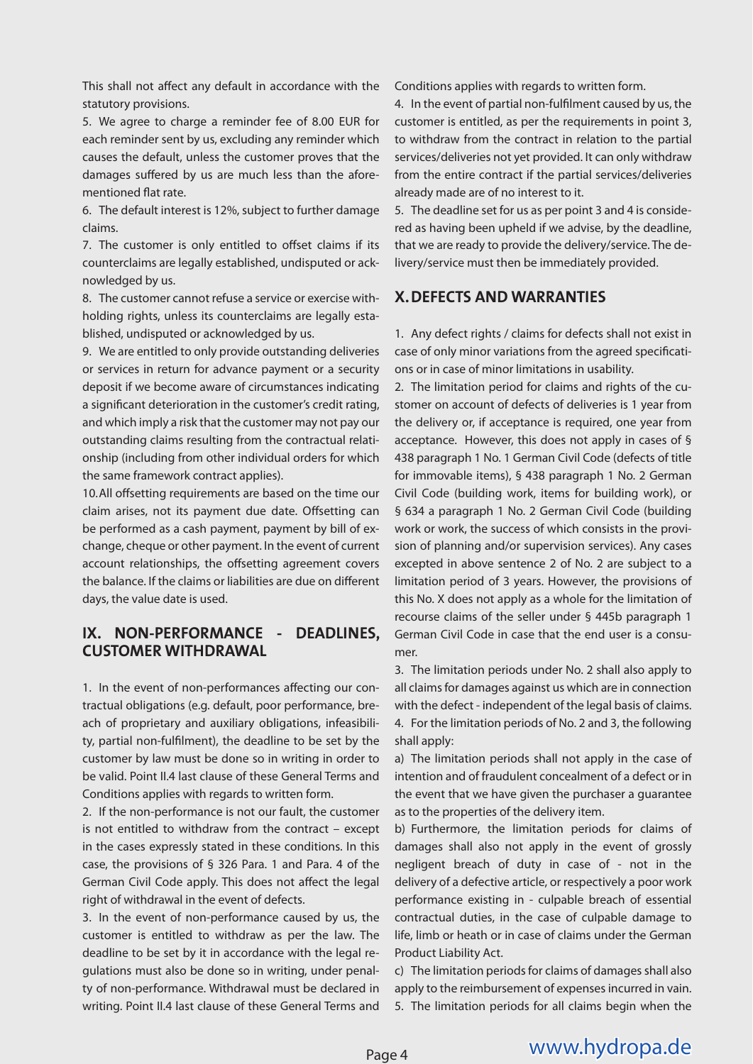This shall not affect any default in accordance with the statutory provisions.

5. We agree to charge a reminder fee of 8.00 EUR for each reminder sent by us, excluding any reminder which causes the default, unless the customer proves that the damages suffered by us are much less than the aforementioned flat rate.

6. The default interest is 12%, subject to further damage claims.

7. The customer is only entitled to offset claims if its counterclaims are legally established, undisputed or acknowledged by us.

8. The customer cannot refuse a service or exercise withholding rights, unless its counterclaims are legally established, undisputed or acknowledged by us.

9. We are entitled to only provide outstanding deliveries or services in return for advance payment or a security deposit if we become aware of circumstances indicating a significant deterioration in the customer's credit rating, and which imply a risk that the customer may not pay our outstanding claims resulting from the contractual relationship (including from other individual orders for which the same framework contract applies).

10. All offsetting requirements are based on the time our claim arises, not its payment due date. Offsetting can be performed as a cash payment, payment by bill of exchange, cheque or other payment. In the event of current account relationships, the offsetting agreement covers the balance. If the claims or liabilities are due on different days, the value date is used.

## IX. NON-PERFORMANCE - DEADLINES, CUSTOMER WITHDRAWAL

1. In the event of non-performances affecting our contractual obligations (e.g. default, poor performance, breach of proprietary and auxiliary obligations, infeasibility, partial non-fulfilment), the deadline to be set by the customer by law must be done so in writing in order to be valid. Point II.4 last clause of these General Terms and Conditions applies with regards to written form.

2. If the non-performance is not our fault, the customer is not entitled to withdraw from the contract – except in the cases expressly stated in these conditions. In this case, the provisions of § 326 Para. 1 and Para. 4 of the German Civil Code apply. This does not affect the legal right of withdrawal in the event of defects.

3. In the event of non-performance caused by us, the customer is entitled to withdraw as per the law. The deadline to be set by it in accordance with the legal regulations must also be done so in writing, under penalty of non-performance. Withdrawal must be declared in writing. Point II.4 last clause of these General Terms and Conditions applies with regards to written form.

4. In the event of partial non-fulfilment caused by us, the customer is entitled, as per the requirements in point 3, to withdraw from the contract in relation to the partial services/deliveries not yet provided. It can only withdraw from the entire contract if the partial services/deliveries already made are of no interest to it.

5. The deadline set for us as per point 3 and 4 is considered as having been upheld if we advise, by the deadline, that we are ready to provide the delivery/service. The delivery/service must then be immediately provided.

## X. DEFECTS AND WARRANTIES

1. Any defect rights / claims for defects shall not exist in case of only minor variations from the agreed specifications or in case of minor limitations in usability.

2. The limitation period for claims and rights of the customer on account of defects of deliveries is 1 year from the delivery or, if acceptance is required, one year from acceptance. However, this does not apply in cases of § 438 paragraph 1 No. 1 German Civil Code (defects of title for immovable items), § 438 paragraph 1 No. 2 German Civil Code (building work, items for building work), or § 634 a paragraph 1 No. 2 German Civil Code (building work or work, the success of which consists in the provision of planning and/or supervision services). Any cases excepted in above sentence 2 of No. 2 are subject to a limitation period of 3 years. However, the provisions of this No. X does not apply as a whole for the limitation of recourse claims of the seller under § 445b paragraph 1 German Civil Code in case that the end user is a consumer.

3. The limitation periods under No. 2 shall also apply to all claims for damages against us which are in connection with the defect - independent of the legal basis of claims.

4. For the limitation periods of No. 2 and 3, the following shall apply:

a) The limitation periods shall not apply in the case of intention and of fraudulent concealment of a defect or in the event that we have given the purchaser a guarantee as to the properties of the delivery item.

b) Furthermore, the limitation periods for claims of damages shall also not apply in the event of grossly negligent breach of duty in case of - not in the delivery of a defective article, or respectively a poor work performance existing in - culpable breach of essential contractual duties, in the case of culpable damage to life, limb or heath or in case of claims under the German Product Liability Act.

c) The limitation periods for claims of damages shall also apply to the reimbursement of expenses incurred in vain.

5. The limitation periods for all claims begin when the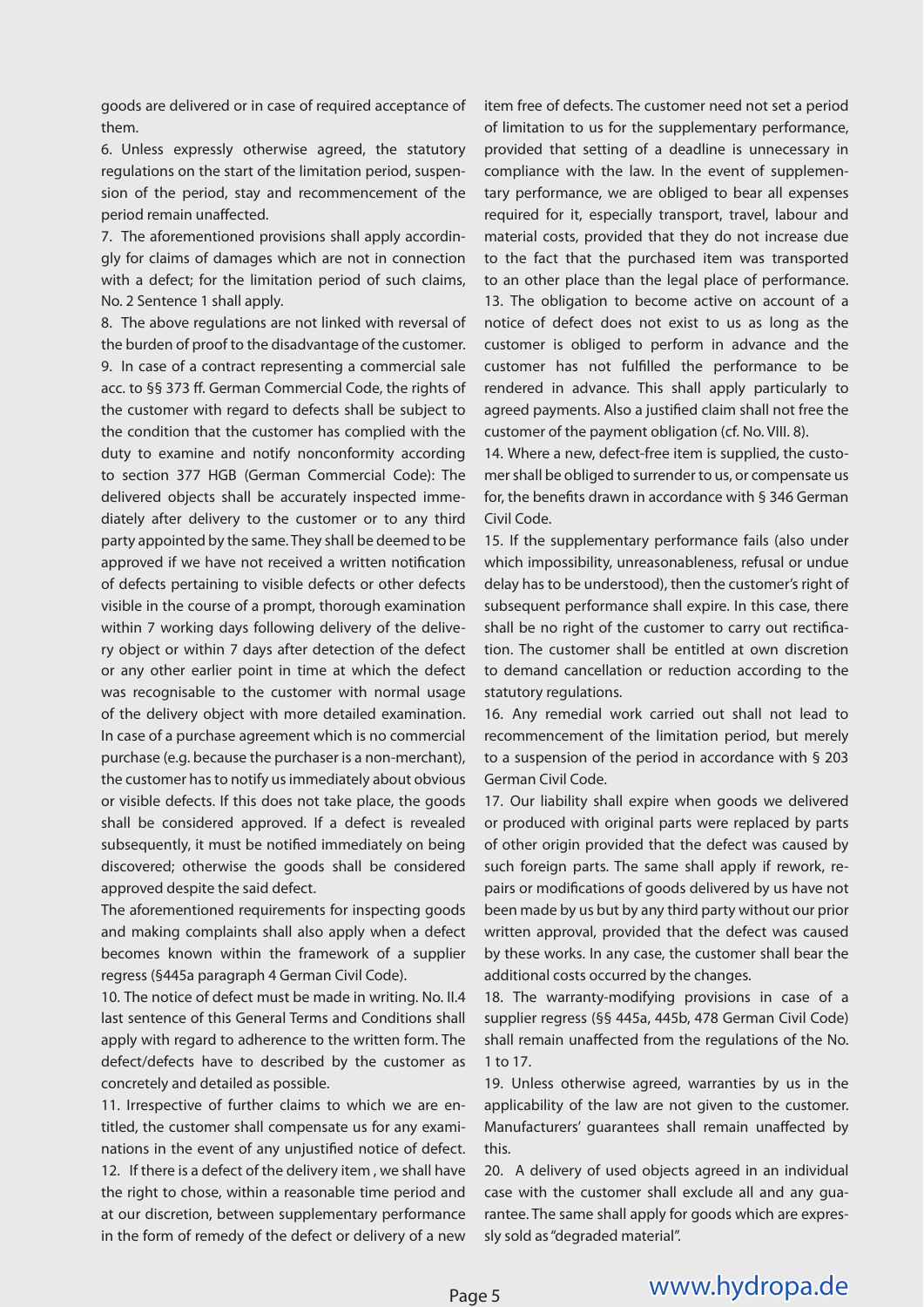goods are delivered or in case of required acceptance of them.

6. Unless expressly otherwise agreed, the statutory regulations on the start of the limitation period, suspension of the period, stay and recommencement of the period remain unaffected.

7. The aforementioned provisions shall apply accordingly for claims of damages which are not in connection with a defect; for the limitation period of such claims, No. 2 Sentence 1 shall apply.

8. The above regulations are not linked with reversal of the burden of proof to the disadvantage of the customer.

9. In case of a contract representing a commercial sale acc. to §§ 373 ff. German Commercial Code, the rights of the customer with regard to defects shall be subject to the condition that the customer has complied with the duty to examine and notify nonconformity according to section 377 HGB (German Commercial Code): The delivered objects shall be accurately inspected immediately after delivery to the customer or to any third party appointed by the same. They shall be deemed to be approved if we have not received a written notification of defects pertaining to visible defects or other defects visible in the course of a prompt, thorough examination within 7 working days following delivery of the delivery object or within 7 days after detection of the defect or any other earlier point in time at which the defect was recognisable to the customer with normal usage of the delivery object with more detailed examination. In case of a purchase agreement which is no commercial purchase (e.g. because the purchaser is a non-merchant), the customer has to notify us immediately about obvious or visible defects. If this does not take place, the goods shall be considered approved. If a defect is revealed subsequently, it must be notified immediately on being discovered; otherwise the goods shall be considered approved despite the said defect.

The aforementioned requirements for inspecting goods and making complaints shall also apply when a defect becomes known within the framework of a supplier regress (§445a paragraph 4 German Civil Code).

10. The notice of defect must be made in writing. No. II.4 last sentence of this General Terms and Conditions shall apply with regard to adherence to the written form. The defect/defects have to described by the customer as concretely and detailed as possible.

11. Irrespective of further claims to which we are entitled, the customer shall compensate us for any examinations in the event of any unjustified notice of defect.

12. If there is a defect of the delivery item , we shall have the right to chose, within a reasonable time period and at our discretion, between supplementary performance in the form of remedy of the defect or delivery of a new item free of defects. The customer need not set a period of limitation to us for the supplementary performance, provided that setting of a deadline is unnecessary in compliance with the law. In the event of supplementary performance, we are obliged to bear all expenses required for it, especially transport, travel, labour and material costs, provided that they do not increase due to the fact that the purchased item was transported to an other place than the legal place of performance.

13. The obligation to become active on account of a notice of defect does not exist to us as long as the customer is obliged to perform in advance and the customer has not fulfilled the performance to be rendered in advance. This shall apply particularly to agreed payments. Also a justified claim shall not free the customer of the payment obligation (cf. No. VIII. 8).

14. Where a new, defect-free item is supplied, the customer shall be obliged to surrender to us, or compensate us for, the benefits drawn in accordance with § 346 German Civil Code.

15. If the supplementary performance fails (also under which impossibility, unreasonableness, refusal or undue delay has to be understood), then the customer's right of subsequent performance shall expire. In this case, there shall be no right of the customer to carry out rectification. The customer shall be entitled at own discretion to demand cancellation or reduction according to the statutory regulations.

16. Any remedial work carried out shall not lead to recommencement of the limitation period, but merely to a suspension of the period in accordance with § 203 German Civil Code.

17. Our liability shall expire when goods we delivered or produced with original parts were replaced by parts of other origin provided that the defect was caused by such foreign parts. The same shall apply if rework, repairs or modifications of goods delivered by us have not been made by us but by any third party without our prior written approval, provided that the defect was caused by these works. In any case, the customer shall bear the additional costs occurred by the changes.

18. The warranty-modifying provisions in case of a supplier regress (§§ 445a, 445b, 478 German Civil Code) shall remain unaffected from the regulations of the No. 1 to 17.

19. Unless otherwise agreed, warranties by us in the applicability of the law are not given to the customer. Manufacturers' guarantees shall remain unaffected by this.

20. A delivery of used objects agreed in an individual case with the customer shall exclude all and any guarantee. The same shall apply for goods which are expressly sold as "degraded material".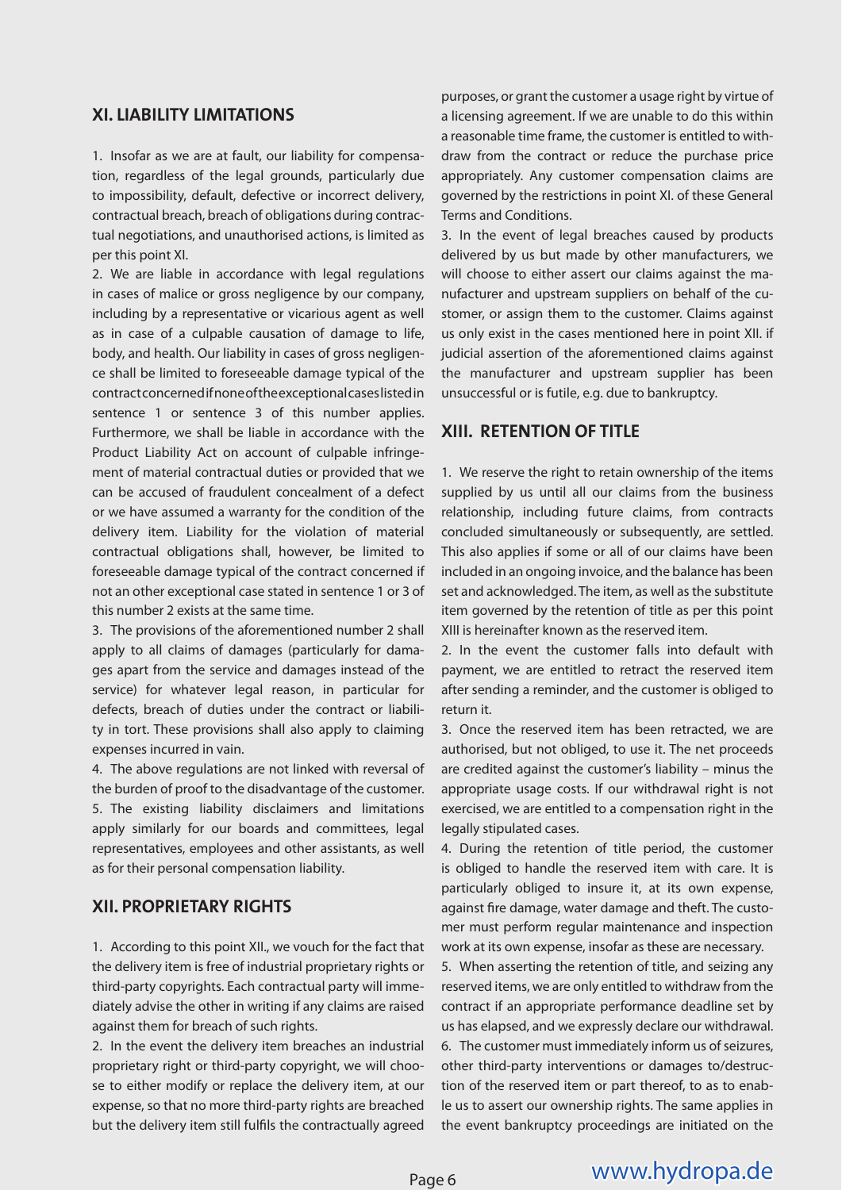## XI. LIABILITY LIMITATIONS

1. Insofar as we are at fault, our liability for compensation, regardless of the legal grounds, particularly due to impossibility, default, defective or incorrect delivery, contractual breach, breach of obligations during contractual negotiations, and unauthorised actions, is limited as per this point XI.

2. We are liable in accordance with legal regulations in cases of malice or gross negligence by our company, including by a representative or vicarious agent as well as in case of a culpable causation of damage to life, body, and health. Our liability in cases of gross negligence shall be limited to foreseeable damage typical of the contract concerned if none of the exceptional cases listed in sentence 1 or sentence 3 of this number applies. Furthermore, we shall be liable in accordance with the Product Liability Act on account of culpable infringement of material contractual duties or provided that we can be accused of fraudulent concealment of a defect or we have assumed a warranty for the condition of the delivery item. Liability for the violation of material contractual obligations shall, however, be limited to foreseeable damage typical of the contract concerned if not an other exceptional case stated in sentence 1 or 3 of this number 2 exists at the same time.

3. The provisions of the aforementioned number 2 shall apply to all claims of damages (particularly for damages apart from the service and damages instead of the service) for whatever legal reason, in particular for defects, breach of duties under the contract or liability in tort. These provisions shall also apply to claiming expenses incurred in vain.

4. The above regulations are not linked with reversal of the burden of proof to the disadvantage of the customer.

5. The existing liability disclaimers and limitations apply similarly for our boards and committees, legal representatives, employees and other assistants, as well as for their personal compensation liability.

## XII. PROPRIETARY RIGHTS

1. According to this point XII., we vouch for the fact that the delivery item is free of industrial proprietary rights or third-party copyrights. Each contractual party will immediately advise the other in writing if any claims are raised against them for breach of such rights.

2. In the event the delivery item breaches an industrial proprietary right or third-party copyright, we will choose to either modify or replace the delivery item, at our expense, so that no more third-party rights are breached but the delivery item still fulfils the contractually agreed purposes, or grant the customer a usage right by virtue of a licensing agreement. If we are unable to do this within a reasonable time frame, the customer is entitled to withdraw from the contract or reduce the purchase price appropriately. Any customer compensation claims are governed by the restrictions in point XI. of these General Terms and Conditions.

3. In the event of legal breaches caused by products delivered by us but made by other manufacturers, we will choose to either assert our claims against the manufacturer and upstream suppliers on behalf of the customer, or assign them to the customer. Claims against us only exist in the cases mentioned here in point XII. if judicial assertion of the aforementioned claims against the manufacturer and upstream supplier has been unsuccessful or is futile, e.g. due to bankruptcy.

## XIII. RETENTION OF TITLE

1. We reserve the right to retain ownership of the items supplied by us until all our claims from the business relationship, including future claims, from contracts concluded simultaneously or subsequently, are settled. This also applies if some or all of our claims have been included in an ongoing invoice, and the balance has been set and acknowledged. The item, as well as the substitute item governed by the retention of title as per this point XIII is hereinafter known as the reserved item.

2. In the event the customer falls into default with payment, we are entitled to retract the reserved item after sending a reminder, and the customer is obliged to return it.

3. Once the reserved item has been retracted, we are authorised, but not obliged, to use it. The net proceeds are credited against the customer's liability – minus the appropriate usage costs. If our withdrawal right is not exercised, we are entitled to a compensation right in the legally stipulated cases.

4. During the retention of title period, the customer is obliged to handle the reserved item with care. It is particularly obliged to insure it, at its own expense, against fire damage, water damage and theft. The customer must perform regular maintenance and inspection work at its own expense, insofar as these are necessary.

5. When asserting the retention of title, and seizing any reserved items, we are only entitled to withdraw from the contract if an appropriate performance deadline set by us has elapsed, and we expressly declare our withdrawal.

6. The customer must immediately inform us of seizures, other third-party interventions or damages to/destruction of the reserved item or part thereof, to as to enable us to assert our ownership rights. The same applies in the event bankruptcy proceedings are initiated on the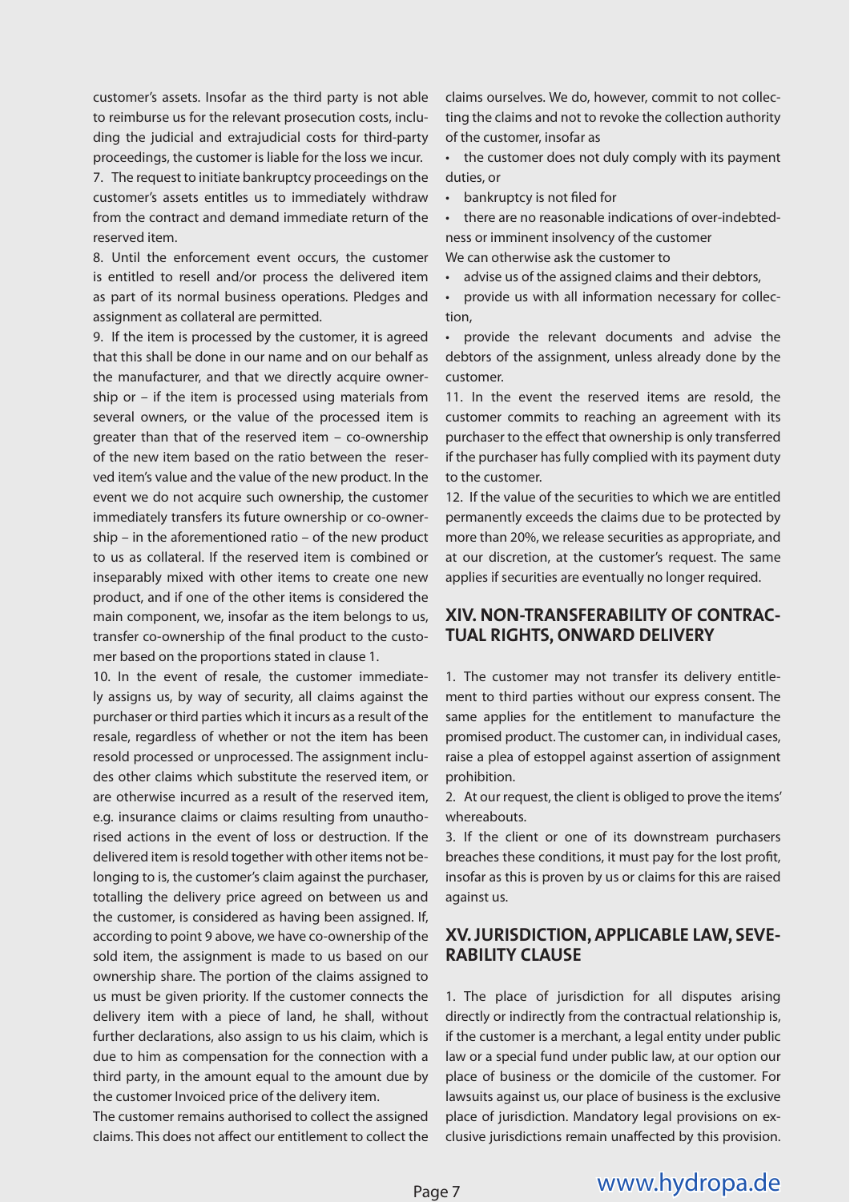customer's assets. Insofar as the third party is not able to reimburse us for the relevant prosecution costs, including the judicial and extrajudicial costs for third-party proceedings, the customer is liable for the loss we incur.

7. The request to initiate bankruptcy proceedings on the customer's assets entitles us to immediately withdraw from the contract and demand immediate return of the reserved item.

8. Until the enforcement event occurs, the customer is entitled to resell and/or process the delivered item as part of its normal business operations. Pledges and assignment as collateral are permitted.

9. If the item is processed by the customer, it is agreed that this shall be done in our name and on our behalf as the manufacturer, and that we directly acquire ownership or – if the item is processed using materials from several owners, or the value of the processed item is greater than that of the reserved item – co-ownership of the new item based on the ratio between the reserved item's value and the value of the new product. In the event we do not acquire such ownership, the customer immediately transfers its future ownership or co-ownership – in the aforementioned ratio – of the new product to us as collateral. If the reserved item is combined or inseparably mixed with other items to create one new product, and if one of the other items is considered the main component, we, insofar as the item belongs to us, transfer co-ownership of the final product to the customer based on the proportions stated in clause 1.

10. In the event of resale, the customer immediately assigns us, by way of security, all claims against the purchaser or third parties which it incurs as a result of the resale, regardless of whether or not the item has been resold processed or unprocessed. The assignment includes other claims which substitute the reserved item, or are otherwise incurred as a result of the reserved item, e.g. insurance claims or claims resulting from unauthorised actions in the event of loss or destruction. If the delivered item is resold together with other items not belonging to is, the customer's claim against the purchaser, totalling the delivery price agreed on between us and the customer, is considered as having been assigned. If, according to point 9 above, we have co-ownership of the sold item, the assignment is made to us based on our ownership share. The portion of the claims assigned to us must be given priority. If the customer connects the delivery item with a piece of land, he shall, without further declarations, also assign to us his claim, which is due to him as compensation for the connection with a third party, in the amount equal to the amount due by the customer Invoiced price of the delivery item.

The customer remains authorised to collect the assigned claims. This does not affect our entitlement to collect the claims ourselves. We do, however, commit to not collecting the claims and not to revoke the collection authority of the customer, insofar as

- the customer does not duly comply with its payment duties, or
- bankruptcy is not filed for
- there are no reasonable indications of over-indebtedness or imminent insolvency of the customer

We can otherwise ask the customer to

- advise us of the assigned claims and their debtors,
- provide us with all information necessary for collection,
- provide the relevant documents and advise the debtors of the assignment, unless already done by the customer.

11. In the event the reserved items are resold, the customer commits to reaching an agreement with its purchaser to the effect that ownership is only transferred if the purchaser has fully complied with its payment duty to the customer.

12. If the value of the securities to which we are entitled permanently exceeds the claims due to be protected by more than 20%, we release securities as appropriate, and at our discretion, at the customer's request. The same applies if securities are eventually no longer required.

## XIV. NON-TRANSFERABILITY OF CONTRACTUAL RIGHTS, ONWARD DELIVERY

1. The customer may not transfer its delivery entitlement to third parties without our express consent. The same applies for the entitlement to manufacture the promised product. The customer can, in individual cases, raise a plea of estoppel against assertion of assignment prohibition.

2. At our request, the client is obliged to prove the items' whereabouts.

3. If the client or one of its downstream purchasers breaches these conditions, it must pay for the lost profit, insofar as this is proven by us or claims for this are raised against us.

## XV. JURISDICTION, APPLICABLE LAW, SEVERABILITY CLAUSE

1. The place of jurisdiction for all disputes arising directly or indirectly from the contractual relationship is, if the customer is a merchant, a legal entity under public law or a special fund under public law, at our option our place of business or the domicile of the customer. For lawsuits against us, our place of business is the exclusive place of jurisdiction. Mandatory legal provisions on exclusive jurisdictions remain unaffected by this provision.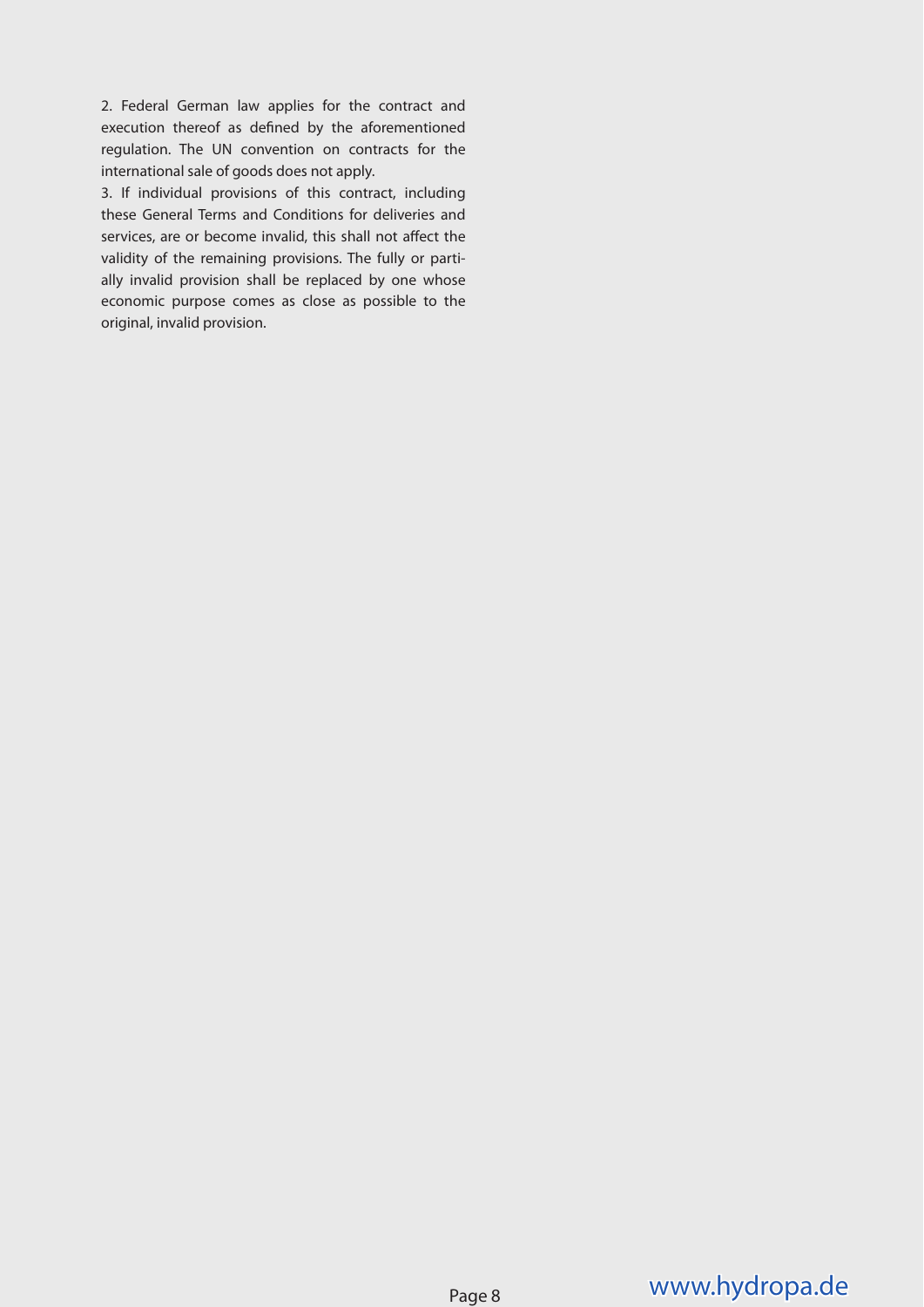2. Federal German law applies for the contract and execution thereof as defined by the aforementioned regulation. The UN convention on contracts for the international sale of goods does not apply.

3. If individual provisions of this contract, including these General Terms and Conditions for deliveries and services, are or become invalid, this shall not affect the validity of the remaining provisions. The fully or partially invalid provision shall be replaced by one whose economic purpose comes as close as possible to the original, invalid provision.